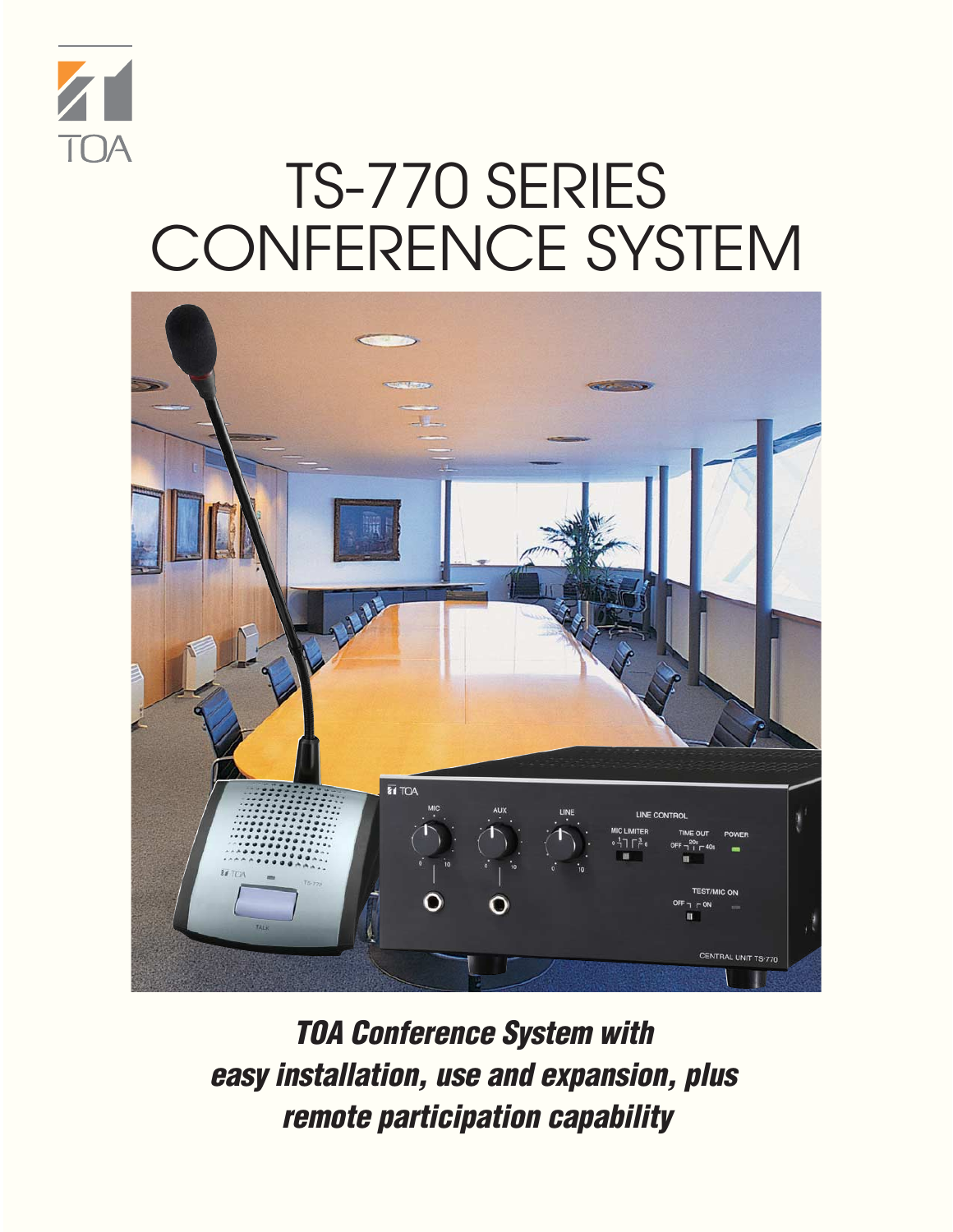TOA

# TS-770 SERIES CONFERENCE SYSTEM

***TOA Conference System with easy installation, use and expansion, plus remote participation capability***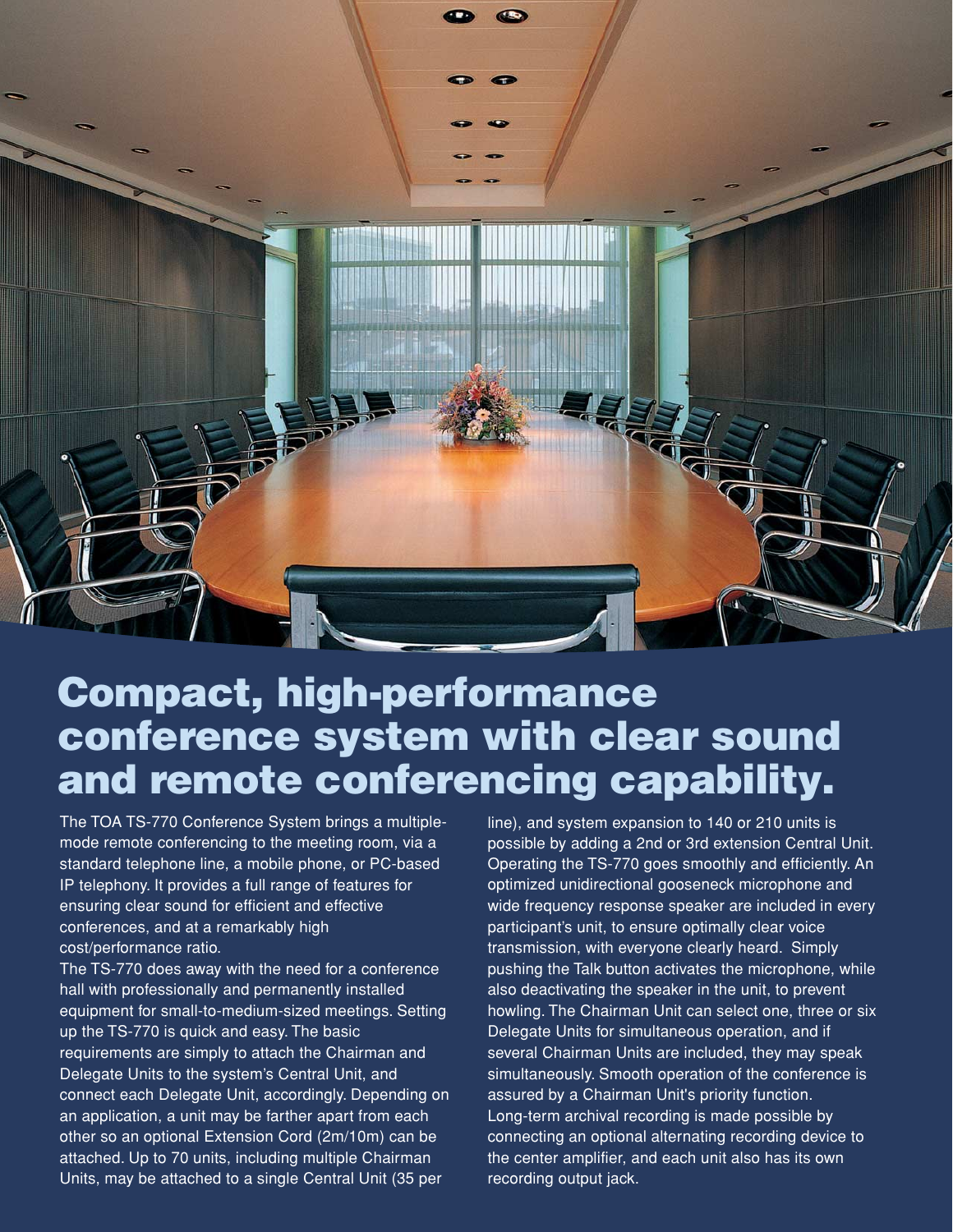# Compact, high-performance conference system with clear sound and remote conferencing capability.

The TOA TS-770 Conference System brings a multiple-mode remote conferencing to the meeting room, via a standard telephone line, a mobile phone, or PC-based IP telephony. It provides a full range of features for ensuring clear sound for efficient and effective conferences, and at a remarkably high cost/performance ratio.

The TS-770 does away with the need for a conference hall with professionally and permanently installed equipment for small-to-medium-sized meetings. Setting up the TS-770 is quick and easy. The basic requirements are simply to attach the Chairman and Delegate Units to the system's Central Unit, and connect each Delegate Unit, accordingly. Depending on an application, a unit may be farther apart from each other so an optional Extension Cord (2m/10m) can be attached. Up to 70 units, including multiple Chairman Units, may be attached to a single Central Unit (35 per line), and system expansion to 140 or 210 units is possible by adding a 2nd or 3rd extension Central Unit. Operating the TS-770 goes smoothly and efficiently. An optimized unidirectional gooseneck microphone and wide frequency response speaker are included in every participant's unit, to ensure optimally clear voice transmission, with everyone clearly heard. Simply pushing the Talk button activates the microphone, while also deactivating the speaker in the unit, to prevent howling. The Chairman Unit can select one, three or six Delegate Units for simultaneous operation, and if several Chairman Units are included, they may speak simultaneously. Smooth operation of the conference is assured by a Chairman Unit's priority function. Long-term archival recording is made possible by connecting an optional alternating recording device to the center amplifier, and each unit also has its own recording output jack.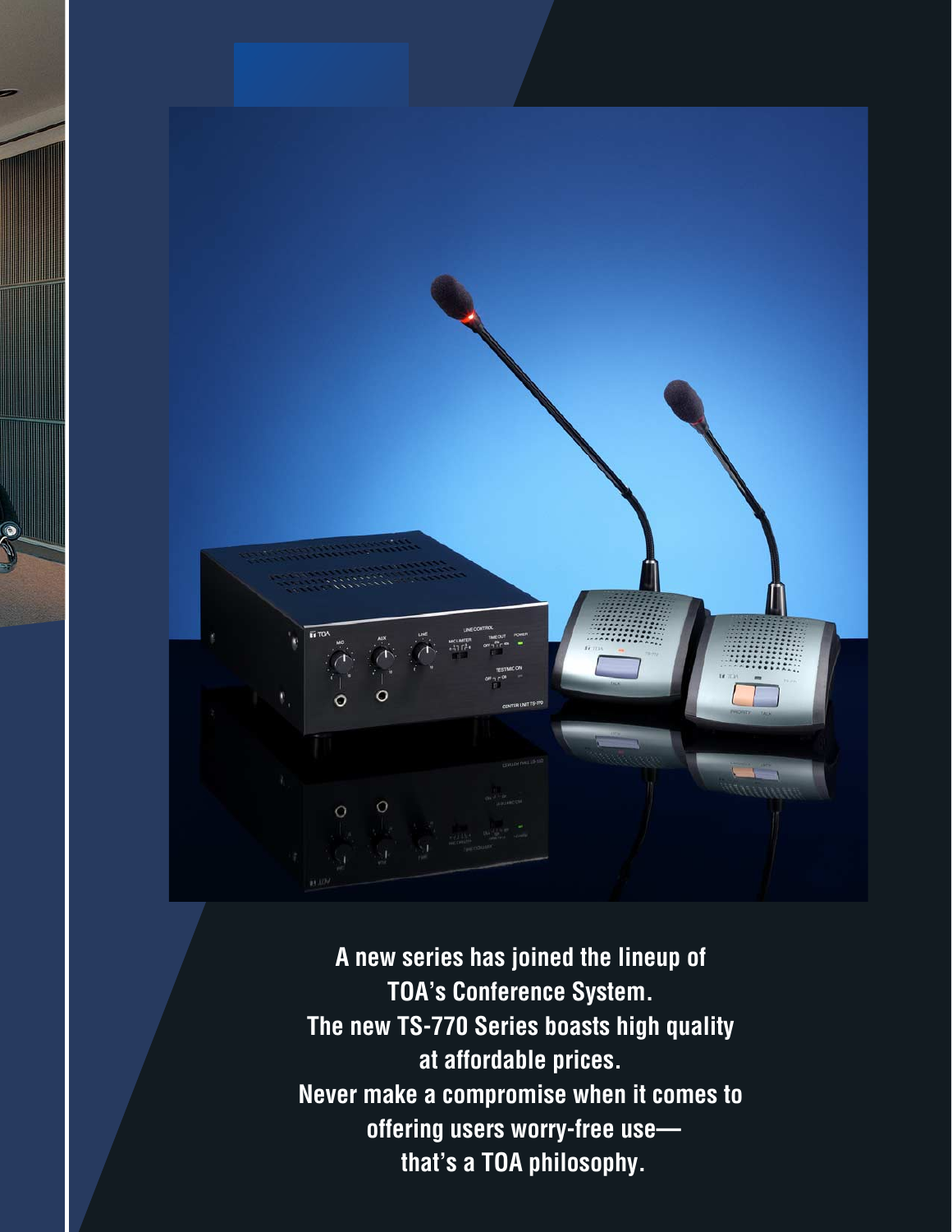**A new series has joined the lineup of TOA's Conference System. The new TS-770 Series boasts high quality at affordable prices. Never make a compromise when it comes to offering users worry-free use— that's a TOA philosophy.**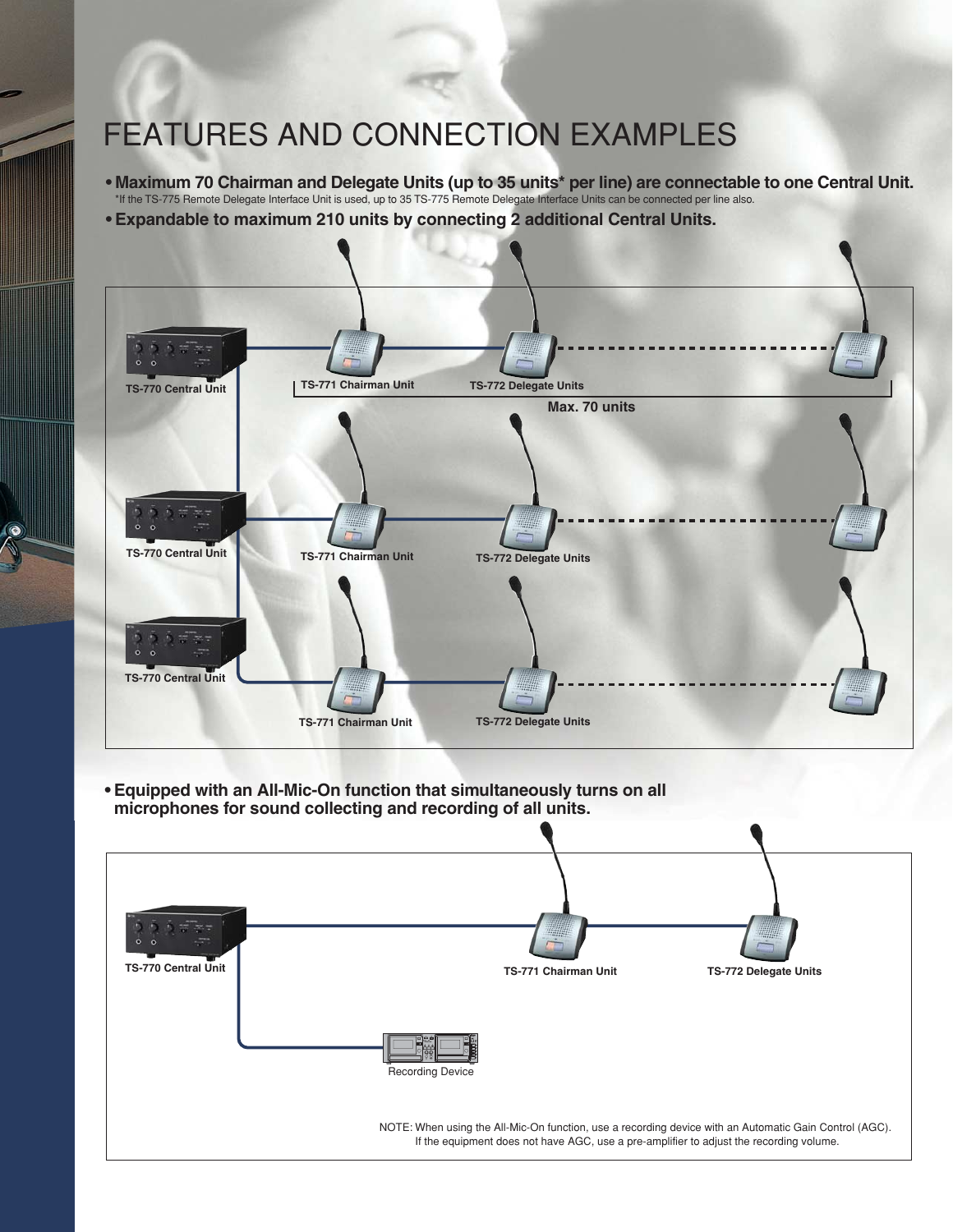# FEATURES AND CONNECTION EXAMPLES

- **Maximum 70 Chairman and Delegate Units (up to 35 units* per line) are connectable to one Central Unit.**
  *If the TS-775 Remote Delegate Interface Unit is used, up to 35 TS-775 Remote Delegate Interface Units can be connected per line also.
- **Expandable to maximum 210 units by connecting 2 additional Central Units.**

TS-770 Central Unit

TS-771 Chairman Unit

TS-772 Delegate Units

Max. 70 units

TS-770 Central Unit

TS-771 Chairman Unit

TS-772 Delegate Units

TS-770 Central Unit

TS-771 Chairman Unit

TS-772 Delegate Units

- **Equipped with an All-Mic-On function that simultaneously turns on all microphones for sound collecting and recording of all units.**

TS-770 Central Unit

TS-771 Chairman Unit

TS-772 Delegate Units

Recording Device

NOTE: When using the All-Mic-On function, use a recording device with an Automatic Gain Control (AGC). If the equipment does not have AGC, use a pre-amplifier to adjust the recording volume.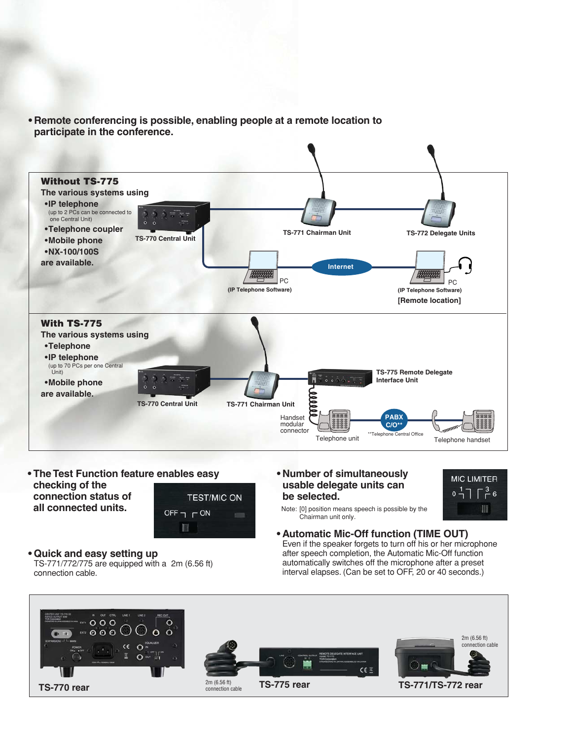- **Remote conferencing is possible, enabling people at a remote location to participate in the conference.**

### Without TS-775

The various systems using

- •IP telephone
  (up to 2 PCs can be connected to one Central Unit)
- •Telephone coupler
- •Mobile phone
- •NX-100/100S

are available.

TS-770 Central Unit

TS-771 Chairman Unit

TS-772 Delegate Units

Internet

PC (IP Telephone Software)

PC (IP Telephone Software)

[Remote location]

### With TS-775

The various systems using

- •Telephone
- •IP telephone
  (up to 70 PCs per one Central Unit)
- •Mobile phone

are available.

TS-770 Central Unit

TS-771 Chairman Unit

TS-775 Remote Delegate Interface Unit

Handset modular connector

Telephone unit

PABX C/O**

**Telephone Central Office

Telephone handset

- **The Test Function feature enables easy checking of the connection status of all connected units.**

TEST/MIC ON
OFF ┐ ┌ ON

- **Quick and easy setting up**

TS-771/772/775 are equipped with a 2m (6.56 ft) connection cable.

- **Number of simultaneously usable delegate units can be selected.**

Note: [0] position means speech is possible by the Chairman unit only.

MIC LIMITER
0 1 3 6

- **Automatic Mic-Off function (TIME OUT)**

Even if the speaker forgets to turn off his or her microphone after speech completion, the Automatic Mic-Off function automatically switches off the microphone after a preset interval elapses. (Can be set to OFF, 20 or 40 seconds.)

TS-770 rear

2m (6.56 ft) connection cable

TS-775 rear

2m (6.56 ft) connection cable

TS-771/TS-772 rear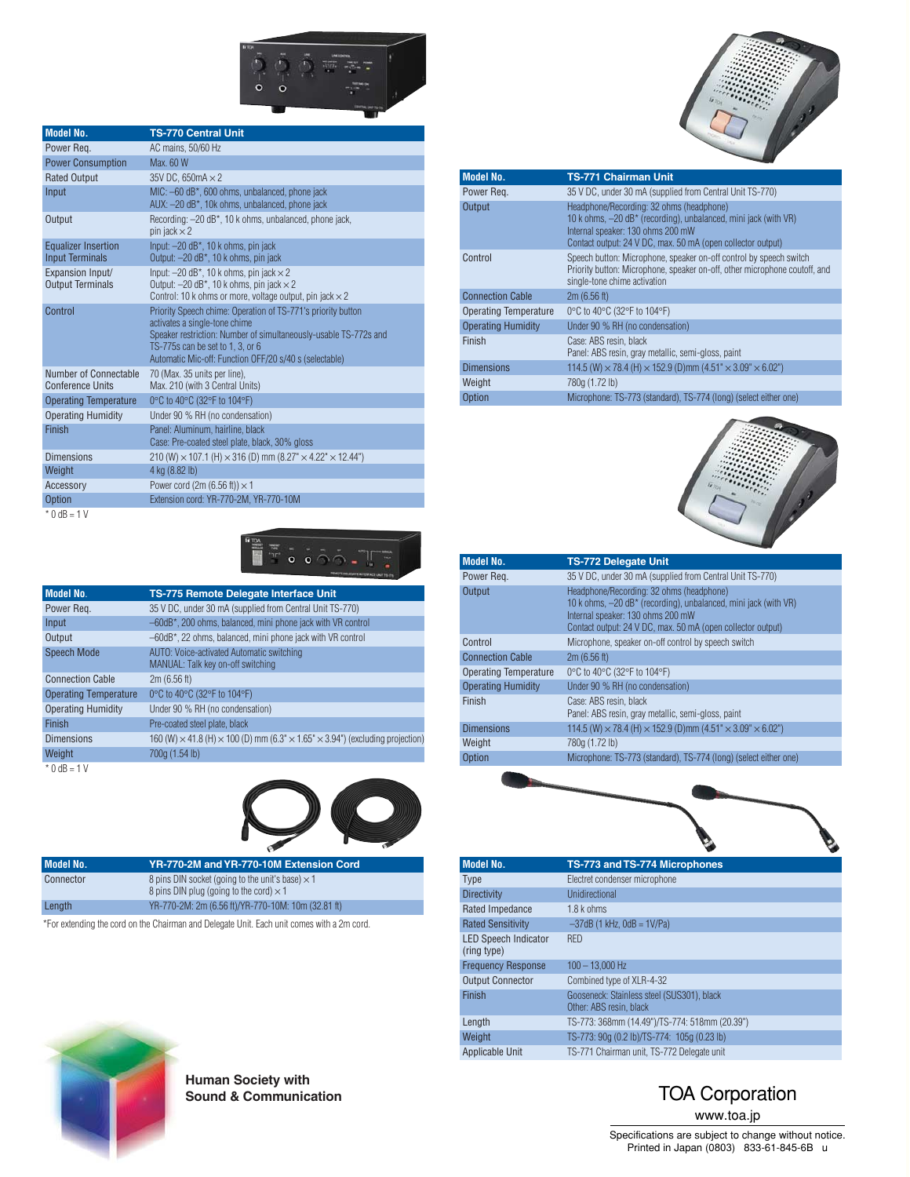| Model No. | TS-770 Central Unit |
|---|---|
| Power Req. | AC mains, 50/60 Hz |
| Power Consumption | Max. 60 W |
| Rated Output | 35V DC, 650mA × 2 |
| Input | MIC: –60 dB*, 600 ohms, unbalanced, phone jack<br>AUX: –20 dB*, 10k ohms, unbalanced, phone jack |
| Output | Recording: –20 dB*, 10 k ohms, unbalanced, phone jack, pin jack × 2 |
| Equalizer Insertion Input Terminals | Input: –20 dB*, 10 k ohms, pin jack<br>Output: –20 dB*, 10 k ohms, pin jack |
| Expansion Input/ Output Terminals | Input: –20 dB*, 10 k ohms, pin jack × 2<br>Output: –20 dB*, 10 k ohms, pin jack × 2<br>Control: 10 k ohms or more, voltage output, pin jack × 2 |
| Control | Priority Speech chime: Operation of TS-771's priority button activates a single-tone chime<br>Speaker restriction: Number of simultaneously-usable TS-772s and TS-775s can be set to 1, 3, or 6<br>Automatic Mic-off: Function OFF/20 s/40 s (selectable) |
| Number of Connectable Conference Units | 70 (Max. 35 units per line),<br>Max. 210 (with 3 Central Units) |
| Operating Temperature | 0°C to 40°C (32°F to 104°F) |
| Operating Humidity | Under 90 % RH (no condensation) |
| Finish | Panel: Aluminum, hairline, black<br>Case: Pre-coated steel plate, black, 30% gloss |
| Dimensions | 210 (W) × 107.1 (H) × 316 (D) mm (8.27" × 4.22" × 12.44") |
| Weight | 4 kg (8.82 lb) |
| Accessory | Power cord (2m (6.56 ft)) × 1 |
| Option | Extension cord: YR-770-2M, YR-770-10M |

\* 0 dB = 1 V

| Model No. | TS-775 Remote Delegate Interface Unit |
|---|---|
| Power Req. | 35 V DC, under 30 mA (supplied from Central Unit TS-770) |
| Input | –60dB*, 200 ohms, balanced, mini phone jack with VR control |
| Output | –60dB*, 22 ohms, balanced, mini phone jack with VR control |
| Speech Mode | AUTO: Voice-activated Automatic switching<br>MANUAL: Talk key on-off switching |
| Connection Cable | 2m (6.56 ft) |
| Operating Temperature | 0°C to 40°C (32°F to 104°F) |
| Operating Humidity | Under 90 % RH (no condensation) |
| Finish | Pre-coated steel plate, black |
| Dimensions | 160 (W) × 41.8 (H) × 100 (D) mm (6.3" × 1.65" × 3.94") (excluding projection) |
| Weight | 700g (1.54 lb) |

\* 0 dB = 1 V

| Model No. | YR-770-2M and YR-770-10M Extension Cord |
|---|---|
| Connector | 8 pins DIN socket (going to the unit's base) × 1<br>8 pins DIN plug (going to the cord) × 1 |
| Length | YR-770-2M: 2m (6.56 ft)/YR-770-10M: 10m (32.81 ft) |

\*For extending the cord on the Chairman and Delegate Unit. Each unit comes with a 2m cord.

| Model No. | TS-771 Chairman Unit |
|---|---|
| Power Req. | 35 V DC, under 30 mA (supplied from Central Unit TS-770) |
| Output | Headphone/Recording: 32 ohms (headphone)<br>10 k ohms, –20 dB* (recording), unbalanced, mini jack (with VR)<br>Internal speaker: 130 ohms 200 mW<br>Contact output: 24 V DC, max. 50 mA (open collector output) |
| Control | Speech button: Microphone, speaker on-off control by speech switch<br>Priority button: Microphone, speaker on-off, other microphone cutoff, and single-tone chime activation |
| Connection Cable | 2m (6.56 ft) |
| Operating Temperature | 0°C to 40°C (32°F to 104°F) |
| Operating Humidity | Under 90 % RH (no condensation) |
| Finish | Case: ABS resin, black<br>Panel: ABS resin, gray metallic, semi-gloss, paint |
| Dimensions | 114.5 (W) × 78.4 (H) × 152.9 (D)mm (4.51" × 3.09" × 6.02") |
| Weight | 780g (1.72 lb) |
| Option | Microphone: TS-773 (standard), TS-774 (long) (select either one) |

| Model No. | TS-772 Delegate Unit |
|---|---|
| Power Req. | 35 V DC, under 30 mA (supplied from Central Unit TS-770) |
| Output | Headphone/Recording: 32 ohms (headphone)<br>10 k ohms, –20 dB* (recording), unbalanced, mini jack (with VR)<br>Internal speaker: 130 ohms 200 mW<br>Contact output: 24 V DC, max. 50 mA (open collector output) |
| Control | Microphone, speaker on-off control by speech switch |
| Connection Cable | 2m (6.56 ft) |
| Operating Temperature | 0°C to 40°C (32°F to 104°F) |
| Operating Humidity | Under 90 % RH (no condensation) |
| Finish | Case: ABS resin, black<br>Panel: ABS resin, gray metallic, semi-gloss, paint |
| Dimensions | 114.5 (W) × 78.4 (H) × 152.9 (D)mm (4.51" × 3.09" × 6.02") |
| Weight | 780g (1.72 lb) |
| Option | Microphone: TS-773 (standard), TS-774 (long) (select either one) |

| Model No. | TS-773 and TS-774 Microphones |
|---|---|
| Type | Electret condenser microphone |
| Directivity | Unidirectional |
| Rated Impedance | 1.8 k ohms |
| Rated Sensitivity | –37dB (1 kHz, 0dB = 1V/Pa) |
| LED Speech Indicator (ring type) | RED |
| Frequency Response | 100 – 13,000 Hz |
| Output Connector | Combined type of XLR-4-32 |
| Finish | Gooseneck: Stainless steel (SUS301), black<br>Other: ABS resin, black |
| Length | TS-773: 368mm (14.49")/TS-774: 518mm (20.39") |
| Weight | TS-773: 90g (0.2 lb)/TS-774: 105g (0.23 lb) |
| Applicable Unit | TS-771 Chairman unit, TS-772 Delegate unit |

**Human Society with Sound & Communication**

TOA Corporation
www.toa.jp

Specifications are subject to change without notice.
Printed in Japan (0803) 833-61-845-6B u